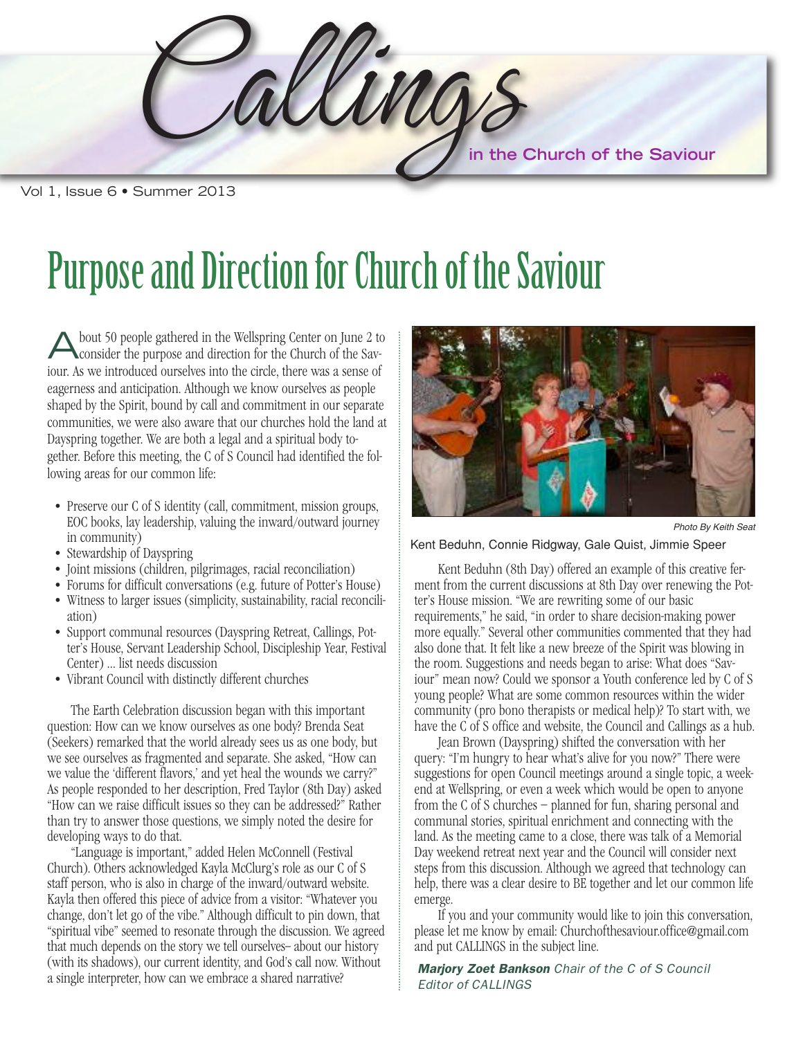# Callings

in the Church of the Saviour

Vol 1, Issue 6 • Summer 2013

# Purpose and Direction for Church of the Saviour

About 50 people gathered in the Wellspring Center on June 2 to consider the purpose and direction for the Church of the Saviour. As we introduced ourselves into the circle, there was a sense of eagerness and anticipation. Although we know ourselves as people shaped by the Spirit, bound by call and commitment in our separate communities, we were also aware that our churches hold the land at Dayspring together. We are both a legal and a spiritual body together. Before this meeting, the C of S Council had identified the following areas for our common life:

- Preserve our C of S identity (call, commitment, mission groups, EOC books, lay leadership, valuing the inward/outward journey in community)
- Stewardship of Dayspring
- Joint missions (children, pilgrimages, racial reconciliation)
- Forums for difficult conversations (e.g. future of Potter's House)
- Witness to larger issues (simplicity, sustainability, racial reconciliation)
- Support communal resources (Dayspring Retreat, Callings, Potter's House, Servant Leadership School, Discipleship Year, Festival Center) ... list needs discussion
- Vibrant Council with distinctly different churches

The Earth Celebration discussion began with this important question: How can we know ourselves as one body? Brenda Seat (Seekers) remarked that the world already sees us as one body, but we see ourselves as fragmented and separate. She asked, "How can we value the 'different flavors,' and yet heal the wounds we carry?" As people responded to her description, Fred Taylor (8th Day) asked "How can we raise difficult issues so they can be addressed?" Rather than try to answer those questions, we simply noted the desire for developing ways to do that.

"Language is important," added Helen McConnell (Festival Church). Others acknowledged Kayla McClurg's role as our C of S staff person, who is also in charge of the inward/outward website. Kayla then offered this piece of advice from a visitor: "Whatever you change, don't let go of the vibe." Although difficult to pin down, that "spiritual vibe" seemed to resonate through the discussion. We agreed that much depends on the story we tell ourselves– about our history (with its shadows), our current identity, and God's call now. Without a single interpreter, how can we embrace a shared narrative?

*Photo By Keith Seat*

Kent Beduhn, Connie Ridgway, Gale Quist, Jimmie Speer

Kent Beduhn (8th Day) offered an example of this creative ferment from the current discussions at 8th Day over renewing the Potter's House mission. "We are rewriting some of our basic requirements," he said, "in order to share decision-making power more equally." Several other communities commented that they had also done that. It felt like a new breeze of the Spirit was blowing in the room. Suggestions and needs began to arise: What does "Saviour" mean now? Could we sponsor a Youth conference led by C of S young people? What are some common resources within the wider community (pro bono therapists or medical help)? To start with, we have the C of S office and website, the Council and Callings as a hub.

Jean Brown (Dayspring) shifted the conversation with her query: "I'm hungry to hear what's alive for you now?" There were suggestions for open Council meetings around a single topic, a weekend at Wellspring, or even a week which would be open to anyone from the C of S churches – planned for fun, sharing personal and communal stories, spiritual enrichment and connecting with the land. As the meeting came to a close, there was talk of a Memorial Day weekend retreat next year and the Council will consider next steps from this discussion. Although we agreed that technology can help, there was a clear desire to BE together and let our common life emerge.

If you and your community would like to join this conversation, please let me know by email: Churchofthesaviour.office@gmail.com and put CALLINGS in the subject line.

***Marjory Zoet Bankson*** *Chair of the C of S Council*
*Editor of CALLINGS*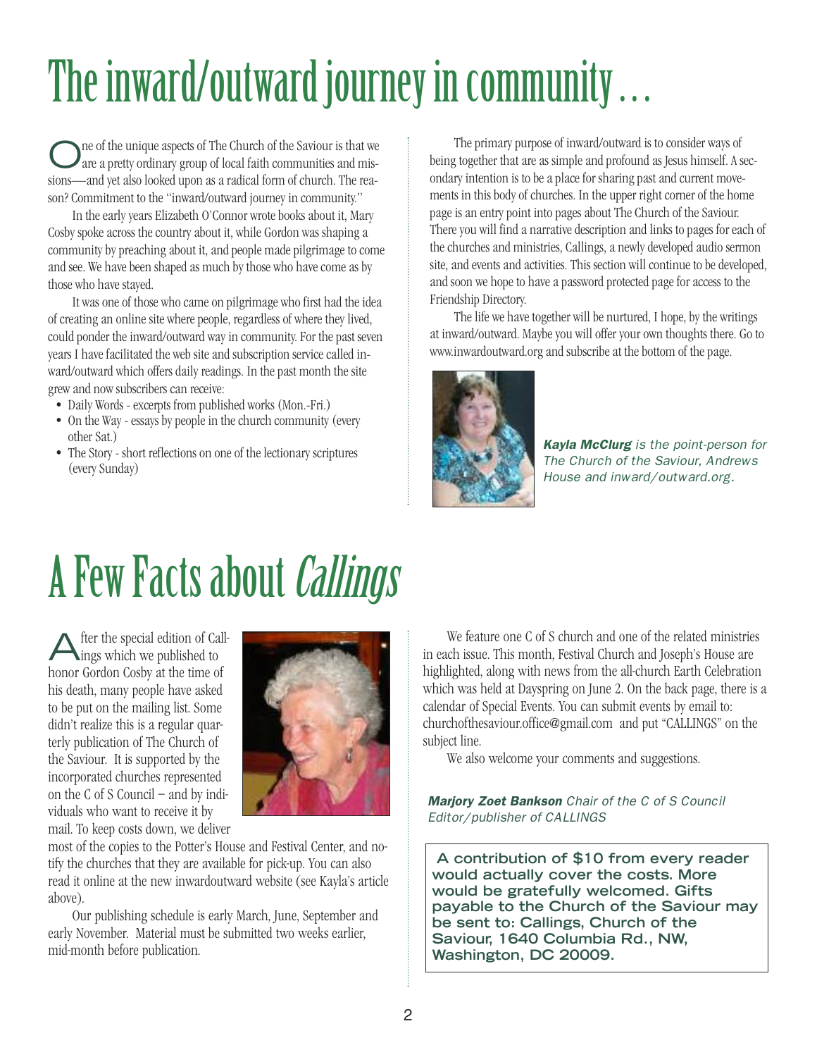# The inward/outward journey in community…

One of the unique aspects of The Church of the Saviour is that we are a pretty ordinary group of local faith communities and missions—and yet also looked upon as a radical form of church. The reason? Commitment to the "inward/outward journey in community."

In the early years Elizabeth O'Connor wrote books about it, Mary Cosby spoke across the country about it, while Gordon was shaping a community by preaching about it, and people made pilgrimage to come and see. We have been shaped as much by those who have come as by those who have stayed.

It was one of those who came on pilgrimage who first had the idea of creating an online site where people, regardless of where they lived, could ponder the inward/outward way in community. For the past seven years I have facilitated the web site and subscription service called inward/outward which offers daily readings. In the past month the site grew and now subscribers can receive:

- Daily Words - excerpts from published works (Mon.-Fri.)
- On the Way - essays by people in the church community (every other Sat.)
- The Story - short reflections on one of the lectionary scriptures (every Sunday)

The primary purpose of inward/outward is to consider ways of being together that are as simple and profound as Jesus himself. A secondary intention is to be a place for sharing past and current movements in this body of churches. In the upper right corner of the home page is an entry point into pages about The Church of the Saviour. There you will find a narrative description and links to pages for each of the churches and ministries, Callings, a newly developed audio sermon site, and events and activities. This section will continue to be developed, and soon we hope to have a password protected page for access to the Friendship Directory.

The life we have together will be nurtured, I hope, by the writings at inward/outward. Maybe you will offer your own thoughts there. Go to www.inwardoutward.org and subscribe at the bottom of the page.

***Kayla McClurg*** *is the point-person for The Church of the Saviour, Andrews House and inward/outward.org.*

# A Few Facts about *Callings*

After the special edition of Callings which we published to honor Gordon Cosby at the time of his death, many people have asked to be put on the mailing list. Some didn't realize this is a regular quarterly publication of The Church of the Saviour. It is supported by the incorporated churches represented on the C of S Council – and by individuals who want to receive it by mail. To keep costs down, we deliver most of the copies to the Potter's House and Festival Center, and notify the churches that they are available for pick-up. You can also read it online at the new inwardoutward website (see Kayla's article above).

Our publishing schedule is early March, June, September and early November. Material must be submitted two weeks earlier, mid-month before publication.

We feature one C of S church and one of the related ministries in each issue. This month, Festival Church and Joseph's House are highlighted, along with news from the all-church Earth Celebration which was held at Dayspring on June 2. On the back page, there is a calendar of Special Events. You can submit events by email to: churchofthesaviour.office@gmail.com and put "CALLINGS" on the subject line.

We also welcome your comments and suggestions.

***Marjory Zoet Bankson*** *Chair of the C of S Council*
*Editor/publisher of CALLINGS*

**A contribution of $10 from every reader would actually cover the costs. More would be gratefully welcomed. Gifts payable to the Church of the Saviour may be sent to: Callings, Church of the Saviour, 1640 Columbia Rd., NW, Washington, DC 20009.**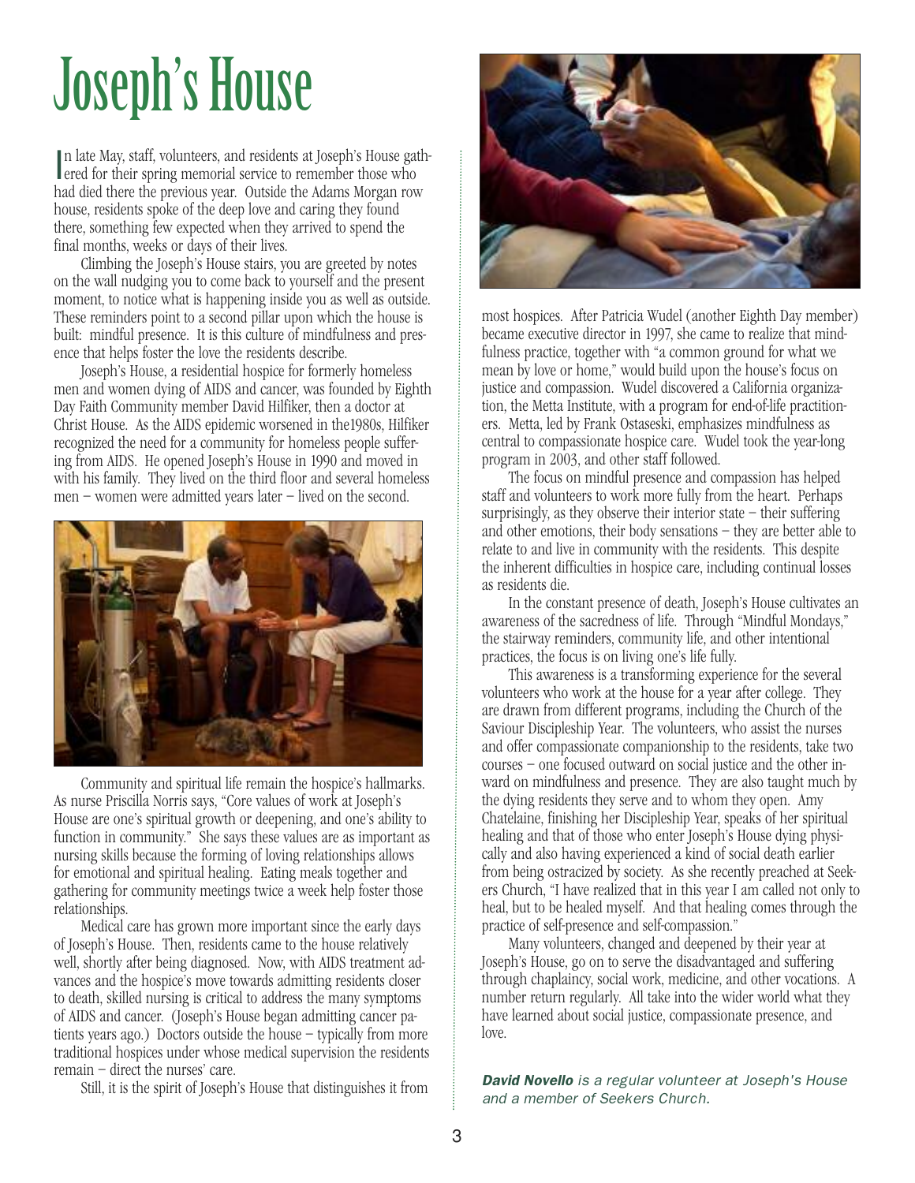# Joseph's House

In late May, staff, volunteers, and residents at Joseph's House gathered for their spring memorial service to remember those who had died there the previous year. Outside the Adams Morgan row house, residents spoke of the deep love and caring they found there, something few expected when they arrived to spend the final months, weeks or days of their lives.

Climbing the Joseph's House stairs, you are greeted by notes on the wall nudging you to come back to yourself and the present moment, to notice what is happening inside you as well as outside. These reminders point to a second pillar upon which the house is built: mindful presence. It is this culture of mindfulness and presence that helps foster the love the residents describe.

Joseph's House, a residential hospice for formerly homeless men and women dying of AIDS and cancer, was founded by Eighth Day Faith Community member David Hilfiker, then a doctor at Christ House. As the AIDS epidemic worsened in the1980s, Hilfiker recognized the need for a community for homeless people suffering from AIDS. He opened Joseph's House in 1990 and moved in with his family. They lived on the third floor and several homeless men – women were admitted years later – lived on the second.

Community and spiritual life remain the hospice's hallmarks. As nurse Priscilla Norris says, "Core values of work at Joseph's House are one's spiritual growth or deepening, and one's ability to function in community." She says these values are as important as nursing skills because the forming of loving relationships allows for emotional and spiritual healing. Eating meals together and gathering for community meetings twice a week help foster those relationships.

Medical care has grown more important since the early days of Joseph's House. Then, residents came to the house relatively well, shortly after being diagnosed. Now, with AIDS treatment advances and the hospice's move towards admitting residents closer to death, skilled nursing is critical to address the many symptoms of AIDS and cancer. (Joseph's House began admitting cancer patients years ago.) Doctors outside the house – typically from more traditional hospices under whose medical supervision the residents remain – direct the nurses' care.

Still, it is the spirit of Joseph's House that distinguishes it from most hospices. After Patricia Wudel (another Eighth Day member) became executive director in 1997, she came to realize that mindfulness practice, together with "a common ground for what we mean by love or home," would build upon the house's focus on justice and compassion. Wudel discovered a California organization, the Metta Institute, with a program for end-of-life practitioners. Metta, led by Frank Ostaseski, emphasizes mindfulness as central to compassionate hospice care. Wudel took the year-long program in 2003, and other staff followed.

The focus on mindful presence and compassion has helped staff and volunteers to work more fully from the heart. Perhaps surprisingly, as they observe their interior state – their suffering and other emotions, their body sensations – they are better able to relate to and live in community with the residents. This despite the inherent difficulties in hospice care, including continual losses as residents die.

In the constant presence of death, Joseph's House cultivates an awareness of the sacredness of life. Through "Mindful Mondays," the stairway reminders, community life, and other intentional practices, the focus is on living one's life fully.

This awareness is a transforming experience for the several volunteers who work at the house for a year after college. They are drawn from different programs, including the Church of the Saviour Discipleship Year. The volunteers, who assist the nurses and offer compassionate companionship to the residents, take two courses – one focused outward on social justice and the other inward on mindfulness and presence. They are also taught much by the dying residents they serve and to whom they open. Amy Chatelaine, finishing her Discipleship Year, speaks of her spiritual healing and that of those who enter Joseph's House dying physically and also having experienced a kind of social death earlier from being ostracized by society. As she recently preached at Seekers Church, "I have realized that in this year I am called not only to heal, but to be healed myself. And that healing comes through the practice of self-presence and self-compassion."

Many volunteers, changed and deepened by their year at Joseph's House, go on to serve the disadvantaged and suffering through chaplaincy, social work, medicine, and other vocations. A number return regularly. All take into the wider world what they have learned about social justice, compassionate presence, and love.

***David Novello** is a regular volunteer at Joseph's House and a member of Seekers Church.*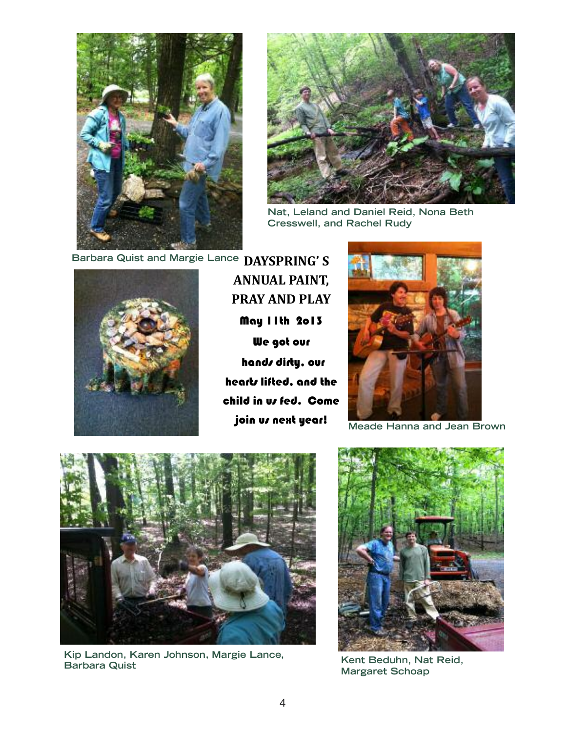Nat, Leland and Daniel Reid, Nona Beth Cresswell, and Rachel Rudy

Barbara Quist and Margie Lance

## DAYSPRING'S ANNUAL PAINT, PRAY AND PLAY

**May 11th 2013**

**We got our hands dirty, our hearts lifted, and the child in us fed. Come join us next year!**

Meade Hanna and Jean Brown

Kip Landon, Karen Johnson, Margie Lance, Barbara Quist

Kent Beduhn, Nat Reid, Margaret Schoap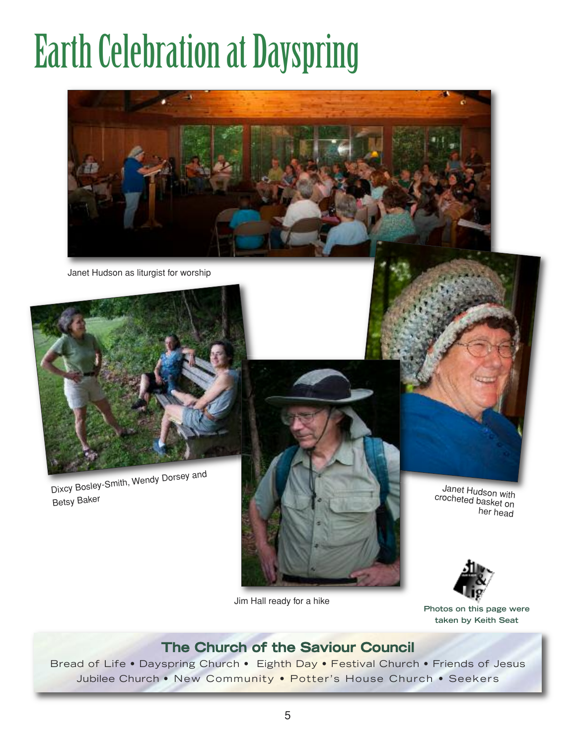# Earth Celebration at Dayspring

Janet Hudson as liturgist for worship

Dixcy Bosley-Smith, Wendy Dorsey and Betsy Baker

Jim Hall ready for a hike

Janet Hudson with crocheted basket on her head

**Photos on this page were taken by Keith Seat**

## The Church of the Saviour Council

Bread of Life • Dayspring Church • Eighth Day • Festival Church • Friends of Jesus
Jubilee Church • New Community • Potter's House Church • Seekers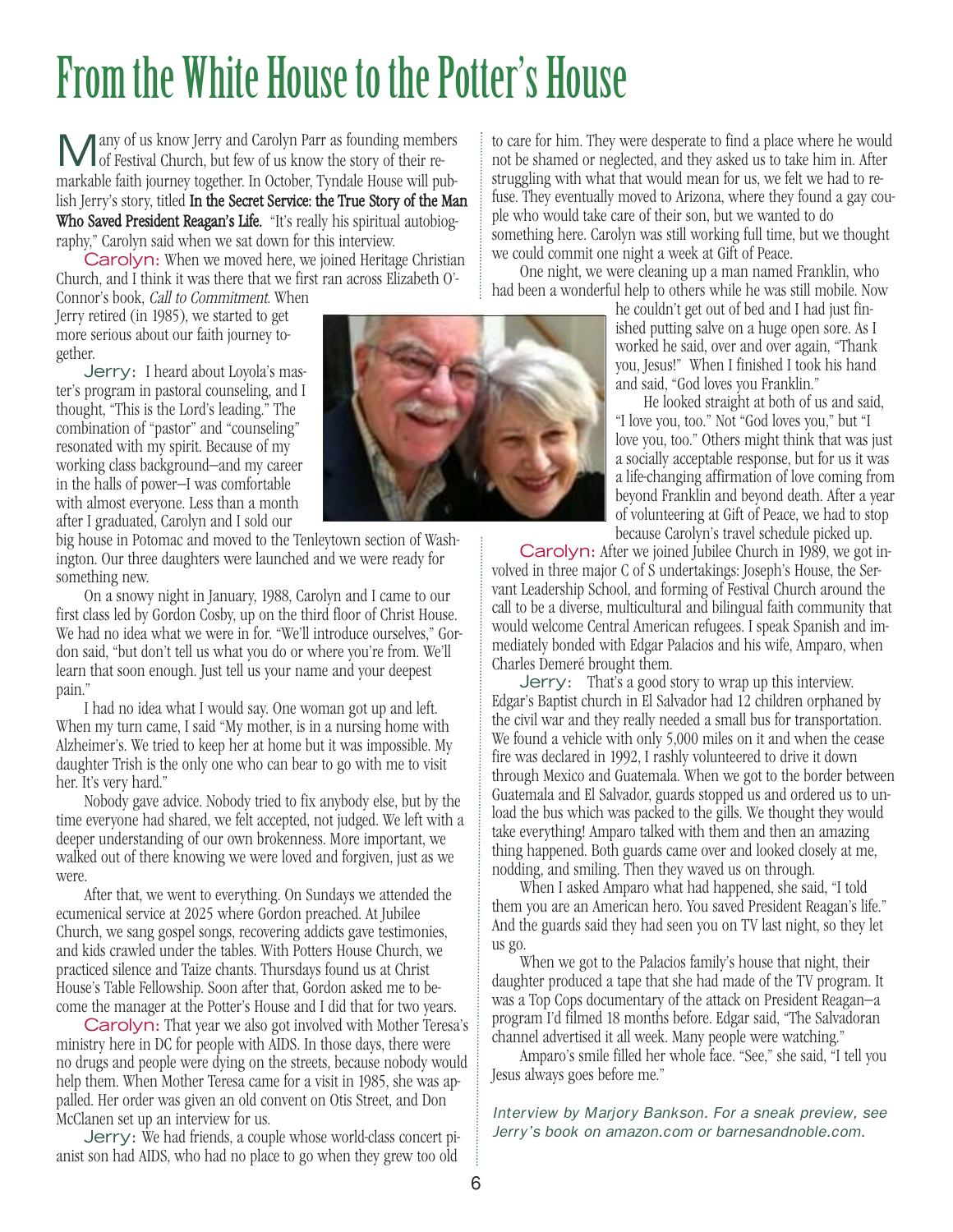# From the White House to the Potter's House

Many of us know Jerry and Carolyn Parr as founding members of Festival Church, but few of us know the story of their remarkable faith journey together. In October, Tyndale House will publish Jerry's story, titled **In the Secret Service: the True Story of the Man Who Saved President Reagan's Life.** "It's really his spiritual autobiography," Carolyn said when we sat down for this interview.

Carolyn: When we moved here, we joined Heritage Christian Church, and I think it was there that we first ran across Elizabeth O'Connor's book, *Call to Commitment.* When Jerry retired (in 1985), we started to get more serious about our faith journey together.

Jerry: I heard about Loyola's master's program in pastoral counseling, and I thought, "This is the Lord's leading." The combination of "pastor" and "counseling" resonated with my spirit. Because of my working class background—and my career in the halls of power—I was comfortable with almost everyone. Less than a month after I graduated, Carolyn and I sold our big house in Potomac and moved to the Tenleytown section of Washington. Our three daughters were launched and we were ready for something new.

On a snowy night in January, 1988, Carolyn and I came to our first class led by Gordon Cosby, up on the third floor of Christ House. We had no idea what we were in for. "We'll introduce ourselves," Gordon said, "but don't tell us what you do or where you're from. We'll learn that soon enough. Just tell us your name and your deepest pain."

I had no idea what I would say. One woman got up and left. When my turn came, I said "My mother, is in a nursing home with Alzheimer's. We tried to keep her at home but it was impossible. My daughter Trish is the only one who can bear to go with me to visit her. It's very hard."

Nobody gave advice. Nobody tried to fix anybody else, but by the time everyone had shared, we felt accepted, not judged. We left with a deeper understanding of our own brokenness. More important, we walked out of there knowing we were loved and forgiven, just as we were.

After that, we went to everything. On Sundays we attended the ecumenical service at 2025 where Gordon preached. At Jubilee Church, we sang gospel songs, recovering addicts gave testimonies, and kids crawled under the tables. With Potters House Church, we practiced silence and Taize chants. Thursdays found us at Christ House's Table Fellowship. Soon after that, Gordon asked me to become the manager at the Potter's House and I did that for two years.

Carolyn: That year we also got involved with Mother Teresa's ministry here in DC for people with AIDS. In those days, there were no drugs and people were dying on the streets, because nobody would help them. When Mother Teresa came for a visit in 1985, she was appalled. Her order was given an old convent on Otis Street, and Don McClanen set up an interview for us.

Jerry: We had friends, a couple whose world-class concert pianist son had AIDS, who had no place to go when they grew too old to care for him. They were desperate to find a place where he would not be shamed or neglected, and they asked us to take him in. After struggling with what that would mean for us, we felt we had to refuse. They eventually moved to Arizona, where they found a gay couple who would take care of their son, but we wanted to do something here. Carolyn was still working full time, but we thought we could commit one night a week at Gift of Peace.

One night, we were cleaning up a man named Franklin, who had been a wonderful help to others while he was still mobile. Now he couldn't get out of bed and I had just finished putting salve on a huge open sore. As I worked he said, over and over again, "Thank you, Jesus!" When I finished I took his hand and said, "God loves you Franklin."

He looked straight at both of us and said, "I love you, too." Not "God loves you," but "I love you, too." Others might think that was just a socially acceptable response, but for us it was a life-changing affirmation of love coming from beyond Franklin and beyond death. After a year of volunteering at Gift of Peace, we had to stop because Carolyn's travel schedule picked up.

Carolyn: After we joined Jubilee Church in 1989, we got involved in three major C of S undertakings: Joseph's House, the Servant Leadership School, and forming of Festival Church around the call to be a diverse, multicultural and bilingual faith community that would welcome Central American refugees. I speak Spanish and immediately bonded with Edgar Palacios and his wife, Amparo, when Charles Demeré brought them.

Jerry: That's a good story to wrap up this interview. Edgar's Baptist church in El Salvador had 12 children orphaned by the civil war and they really needed a small bus for transportation. We found a vehicle with only 5,000 miles on it and when the cease fire was declared in 1992, I rashly volunteered to drive it down through Mexico and Guatemala. When we got to the border between Guatemala and El Salvador, guards stopped us and ordered us to unload the bus which was packed to the gills. We thought they would take everything! Amparo talked with them and then an amazing thing happened. Both guards came over and looked closely at me, nodding, and smiling. Then they waved us on through.

When I asked Amparo what had happened, she said, "I told them you are an American hero. You saved President Reagan's life." And the guards said they had seen you on TV last night, so they let us go.

When we got to the Palacios family's house that night, their daughter produced a tape that she had made of the TV program. It was a Top Cops documentary of the attack on President Reagan—a program I'd filmed 18 months before. Edgar said, "The Salvadoran channel advertised it all week. Many people were watching."

Amparo's smile filled her whole face. "See," she said, "I tell you Jesus always goes before me."

*Interview by Marjory Bankson. For a sneak preview, see Jerry's book on amazon.com or barnesandnoble.com.*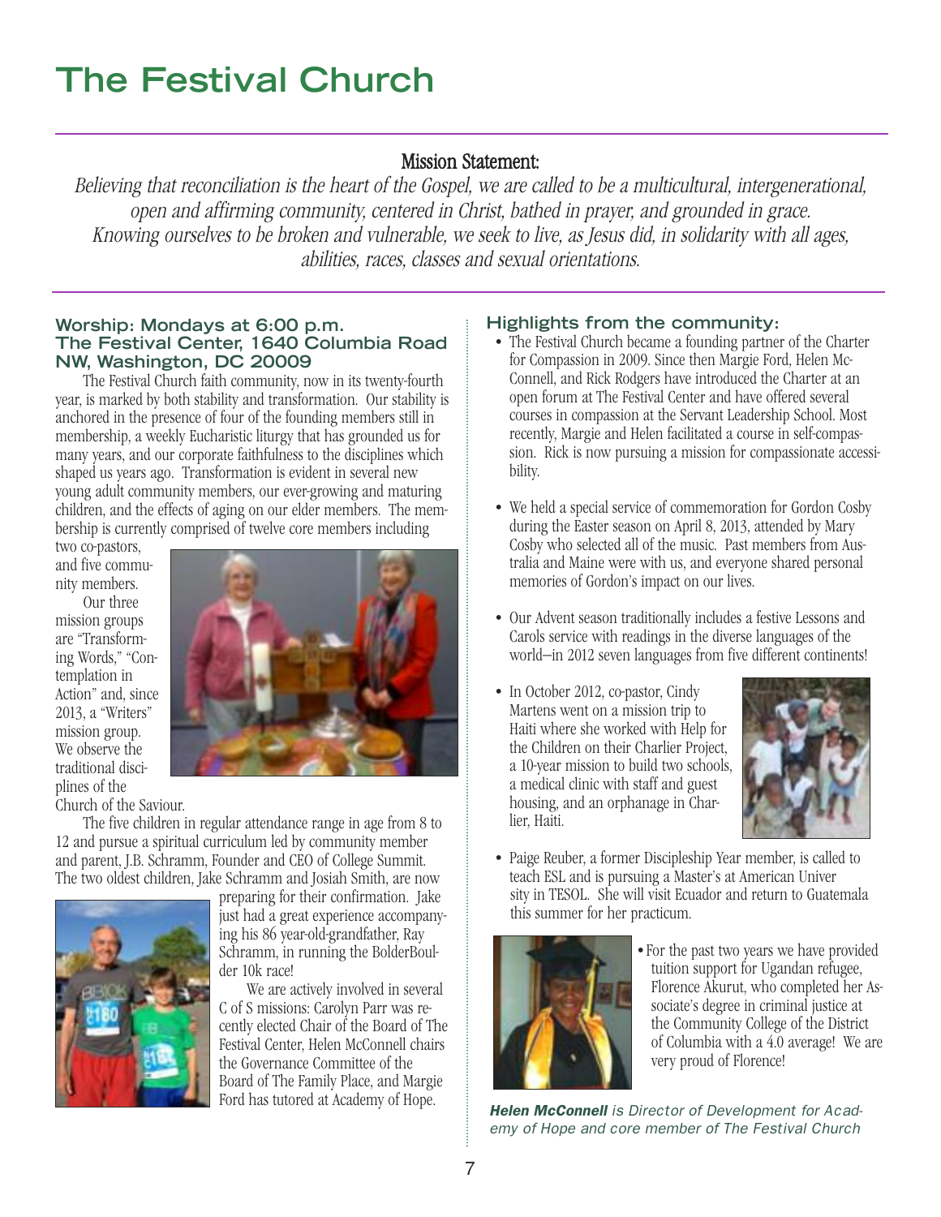# The Festival Church

## Mission Statement:

*Believing that reconciliation is the heart of the Gospel, we are called to be a multicultural, intergenerational, open and affirming community, centered in Christ, bathed in prayer, and grounded in grace. Knowing ourselves to be broken and vulnerable, we seek to live, as Jesus did, in solidarity with all ages, abilities, races, classes and sexual orientations.*

### Worship: Mondays at 6:00 p.m.
### The Festival Center, 1640 Columbia Road NW, Washington, DC 20009

The Festival Church faith community, now in its twenty-fourth year, is marked by both stability and transformation. Our stability is anchored in the presence of four of the founding members still in membership, a weekly Eucharistic liturgy that has grounded us for many years, and our corporate faithfulness to the disciplines which shaped us years ago. Transformation is evident in several new young adult community members, our ever-growing and maturing children, and the effects of aging on our elder members. The membership is currently comprised of twelve core members including two co-pastors, and five community members.

Our three mission groups are "Transforming Words," "Contemplation in Action" and, since 2013, a "Writers" mission group. We observe the traditional disciplines of the Church of the Saviour.

The five children in regular attendance range in age from 8 to 12 and pursue a spiritual curriculum led by community member and parent, J.B. Schramm, Founder and CEO of College Summit. The two oldest children, Jake Schramm and Josiah Smith, are now preparing for their confirmation. Jake just had a great experience accompanying his 86 year-old-grandfather, Ray Schramm, in running the BolderBoulder 10k race!

We are actively involved in several C of S missions: Carolyn Parr was recently elected Chair of the Board of The Festival Center, Helen McConnell chairs the Governance Committee of the Board of The Family Place, and Margie Ford has tutored at Academy of Hope.

### Highlights from the community:

- The Festival Church became a founding partner of the Charter for Compassion in 2009. Since then Margie Ford, Helen McConnell, and Rick Rodgers have introduced the Charter at an open forum at The Festival Center and have offered several courses in compassion at the Servant Leadership School. Most recently, Margie and Helen facilitated a course in self-compassion. Rick is now pursuing a mission for compassionate accessibility.

- We held a special service of commemoration for Gordon Cosby during the Easter season on April 8, 2013, attended by Mary Cosby who selected all of the music. Past members from Australia and Maine were with us, and everyone shared personal memories of Gordon's impact on our lives.

- Our Advent season traditionally includes a festive Lessons and Carols service with readings in the diverse languages of the world—in 2012 seven languages from five different continents!

- In October 2012, co-pastor, Cindy Martens went on a mission trip to Haiti where she worked with Help for the Children on their Charlier Project, a 10-year mission to build two schools, a medical clinic with staff and guest housing, and an orphanage in Charlier, Haiti.

- Paige Reuber, a former Discipleship Year member, is called to teach ESL and is pursuing a Master's at American University in TESOL. She will visit Ecuador and return to Guatemala this summer for her practicum.

- For the past two years we have provided tuition support for Ugandan refugee, Florence Akurut, who completed her Associate's degree in criminal justice at the Community College of the District of Columbia with a 4.0 average! We are very proud of Florence!

***Helen McConnell*** *is Director of Development for Academy of Hope and core member of The Festival Church*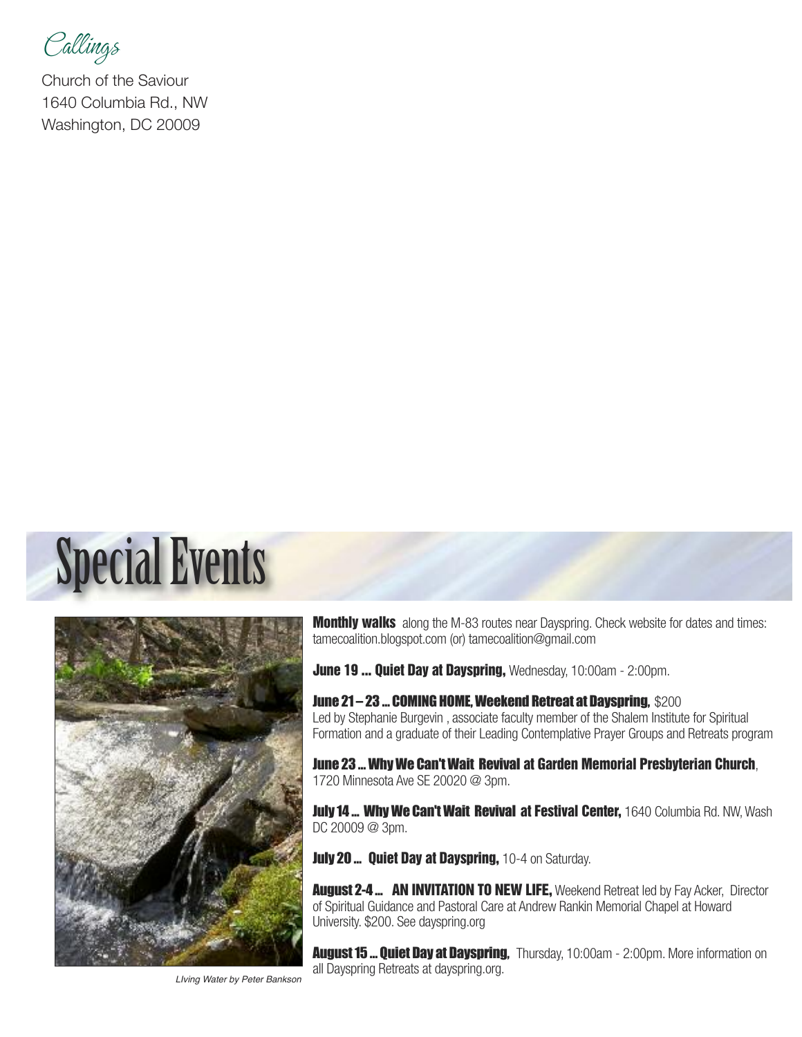Callings

Church of the Saviour
1640 Columbia Rd., NW
Washington, DC 20009

# Special Events

*LIving Water by Peter Bankson*

**Monthly walks** along the M-83 routes near Dayspring. Check website for dates and times: tamecoalition.blogspot.com (or) tamecoalition@gmail.com

**June 19 ... Quiet Day at Dayspring,** Wednesday, 10:00am - 2:00pm.

**June 21 – 23 ... COMING HOME, Weekend Retreat at Dayspring,** $200
Led by Stephanie Burgevin , associate faculty member of the Shalem Institute for Spiritual Formation and a graduate of their Leading Contemplative Prayer Groups and Retreats program

**June 23 ... Why We Can't Wait Revival at Garden Memorial Presbyterian Church**, 1720 Minnesota Ave SE 20020 @ 3pm.

**July 14 ... Why We Can't Wait Revival at Festival Center,** 1640 Columbia Rd. NW, Wash DC 20009 @ 3pm.

**July 20 ... Quiet Day at Dayspring,** 10-4 on Saturday.

**August 2-4 ... AN INVITATION TO NEW LIFE,** Weekend Retreat led by Fay Acker, Director of Spiritual Guidance and Pastoral Care at Andrew Rankin Memorial Chapel at Howard University. $200. See dayspring.org

**August 15 ... Quiet Day at Dayspring,** Thursday, 10:00am - 2:00pm. More information on all Dayspring Retreats at dayspring.org.